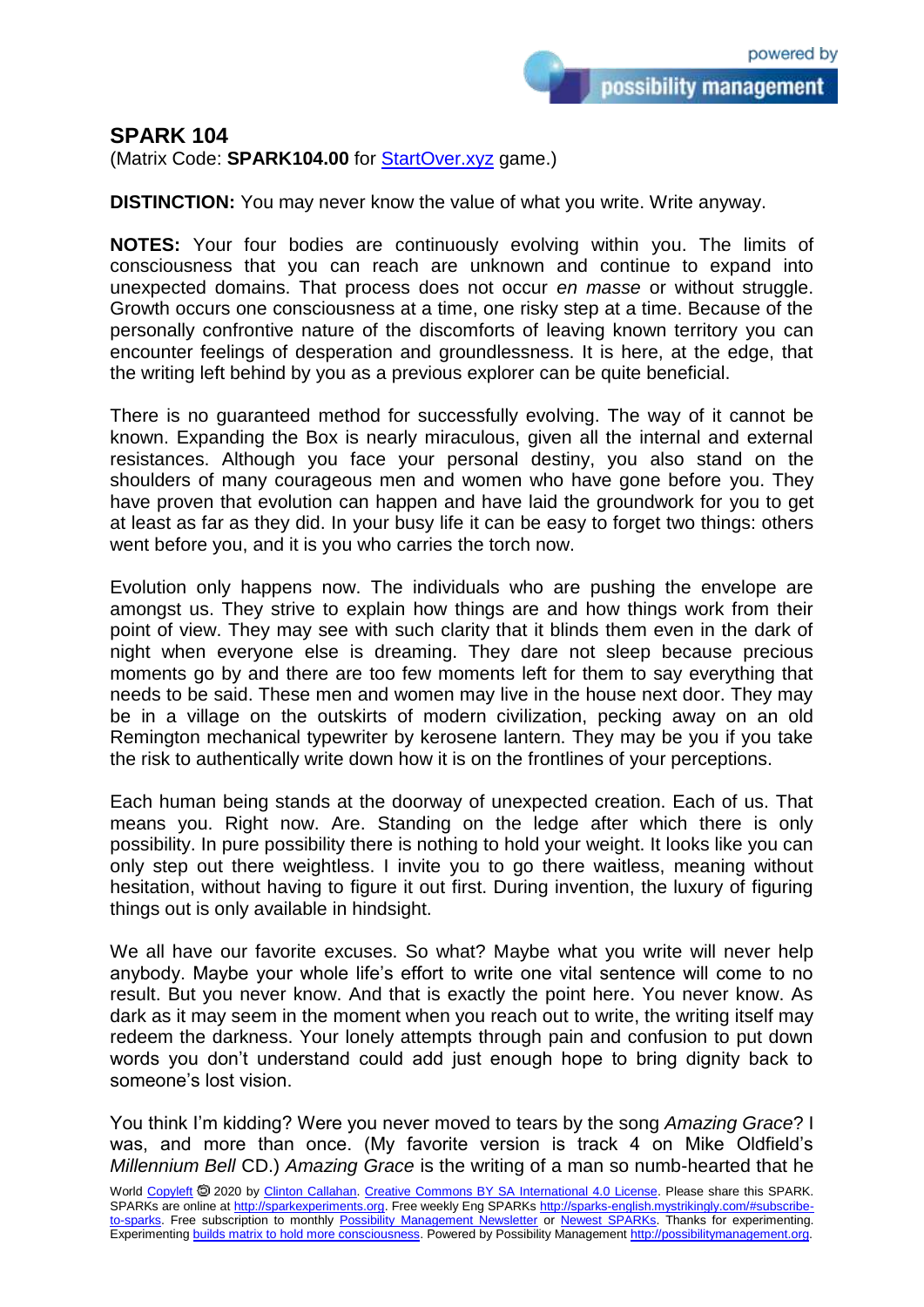# SPARK 104

(Matrix Code: **SPARK104.00** for StartOver.xyz game.)

**DISTINCTION:** You may never know the value of what you write. Write anyway.

**NOTES:** Your four bodies are continuously evolving within you. The limits of consciousness that you can reach are unknown and continue to expand into unexpected domains. That process does not occur *en masse* or without struggle. Growth occurs one consciousness at a time, one risky step at a time. Because of the personally confrontive nature of the discomforts of leaving known territory you can encounter feelings of desperation and groundlessness. It is here, at the edge, that the writing left behind by you as a previous explorer can be quite beneficial.

There is no guaranteed method for successfully evolving. The way of it cannot be known. Expanding the Box is nearly miraculous, given all the internal and external resistances. Although you face your personal destiny, you also stand on the shoulders of many courageous men and women who have gone before you. They have proven that evolution can happen and have laid the groundwork for you to get at least as far as they did. In your busy life it can be easy to forget two things: others went before you, and it is you who carries the torch now.

Evolution only happens now. The individuals who are pushing the envelope are amongst us. They strive to explain how things are and how things work from their point of view. They may see with such clarity that it blinds them even in the dark of night when everyone else is dreaming. They dare not sleep because precious moments go by and there are too few moments left for them to say everything that needs to be said. These men and women may live in the house next door. They may be in a village on the outskirts of modern civilization, pecking away on an old Remington mechanical typewriter by kerosene lantern. They may be you if you take the risk to authentically write down how it is on the frontlines of your perceptions.

Each human being stands at the doorway of unexpected creation. Each of us. That means you. Right now. Are. Standing on the ledge after which there is only possibility. In pure possibility there is nothing to hold your weight. It looks like you can only step out there weightless. I invite you to go there waitless, meaning without hesitation, without having to figure it out first. During invention, the luxury of figuring things out is only available in hindsight.

We all have our favorite excuses. So what? Maybe what you write will never help anybody. Maybe your whole life's effort to write one vital sentence will come to no result. But you never know. And that is exactly the point here. You never know. As dark as it may seem in the moment when you reach out to write, the writing itself may redeem the darkness. Your lonely attempts through pain and confusion to put down words you don't understand could add just enough hope to bring dignity back to someone's lost vision.

You think I'm kidding? Were you never moved to tears by the song *Amazing Grace*? I was, and more than once. (My favorite version is track 4 on Mike Oldfield's *Millennium Bell* CD.) *Amazing Grace* is the writing of a man so numb-hearted that he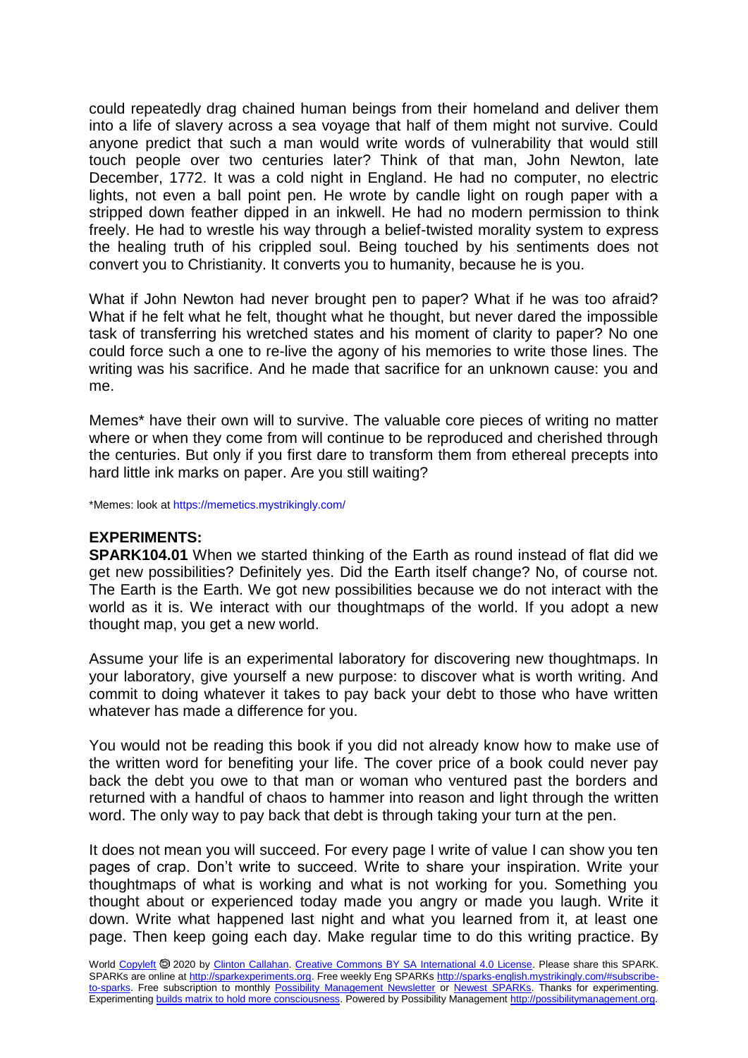could repeatedly drag chained human beings from their homeland and deliver them into a life of slavery across a sea voyage that half of them might not survive. Could anyone predict that such a man would write words of vulnerability that would still touch people over two centuries later? Think of that man, John Newton, late December, 1772. It was a cold night in England. He had no computer, no electric lights, not even a ball point pen. He wrote by candle light on rough paper with a stripped down feather dipped in an inkwell. He had no modern permission to think freely. He had to wrestle his way through a belief-twisted morality system to express the healing truth of his crippled soul. Being touched by his sentiments does not convert you to Christianity. It converts you to humanity, because he is you.

What if John Newton had never brought pen to paper? What if he was too afraid? What if he felt what he felt, thought what he thought, but never dared the impossible task of transferring his wretched states and his moment of clarity to paper? No one could force such a one to re-live the agony of his memories to write those lines. The writing was his sacrifice. And he made that sacrifice for an unknown cause: you and me.

Memes* have their own will to survive. The valuable core pieces of writing no matter where or when they come from will continue to be reproduced and cherished through the centuries. But only if you first dare to transform them from ethereal precepts into hard little ink marks on paper. Are you still waiting?

*Memes: look at https://memetics.mystrikingly.com/

## EXPERIMENTS:

**SPARK104.01** When we started thinking of the Earth as round instead of flat did we get new possibilities? Definitely yes. Did the Earth itself change? No, of course not. The Earth is the Earth. We got new possibilities because we do not interact with the world as it is. We interact with our thoughtmaps of the world. If you adopt a new thought map, you get a new world.

Assume your life is an experimental laboratory for discovering new thoughtmaps. In your laboratory, give yourself a new purpose: to discover what is worth writing. And commit to doing whatever it takes to pay back your debt to those who have written whatever has made a difference for you.

You would not be reading this book if you did not already know how to make use of the written word for benefiting your life. The cover price of a book could never pay back the debt you owe to that man or woman who ventured past the borders and returned with a handful of chaos to hammer into reason and light through the written word. The only way to pay back that debt is through taking your turn at the pen.

It does not mean you will succeed. For every page I write of value I can show you ten pages of crap. Don't write to succeed. Write to share your inspiration. Write your thoughtmaps of what is working and what is not working for you. Something you thought about or experienced today made you angry or made you laugh. Write it down. Write what happened last night and what you learned from it, at least one page. Then keep going each day. Make regular time to do this writing practice. By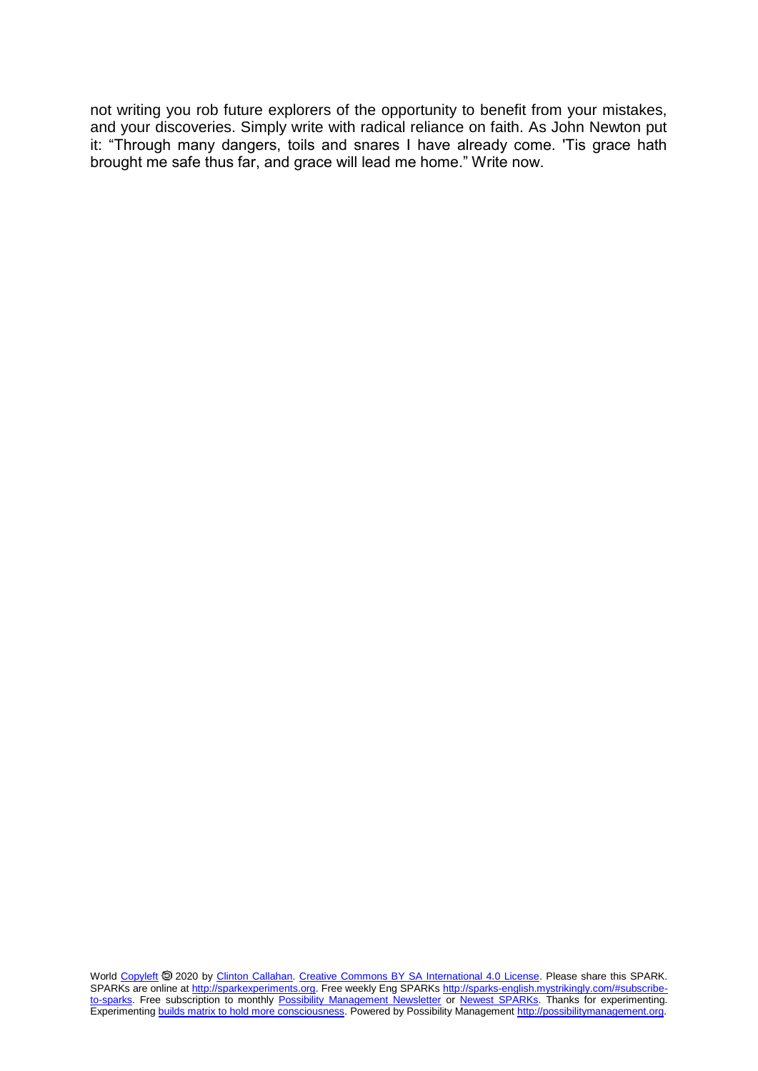not writing you rob future explorers of the opportunity to benefit from your mistakes, and your discoveries. Simply write with radical reliance on faith. As John Newton put it: “Through many dangers, toils and snares I have already come. 'Tis grace hath brought me safe thus far, and grace will lead me home.” Write now.

World Copyleft 🄯 2020 by Clinton Callahan. Creative Commons BY SA International 4.0 License. Please share this SPARK. SPARKs are online at http://sparkexperiments.org. Free weekly Eng SPARKs http://sparks-english.mystrikingly.com/#subscribe-to-sparks. Free subscription to monthly Possibility Management Newsletter or Newest SPARKs. Thanks for experimenting. Experimenting builds matrix to hold more consciousness. Powered by Possibility Management http://possibilitymanagement.org.